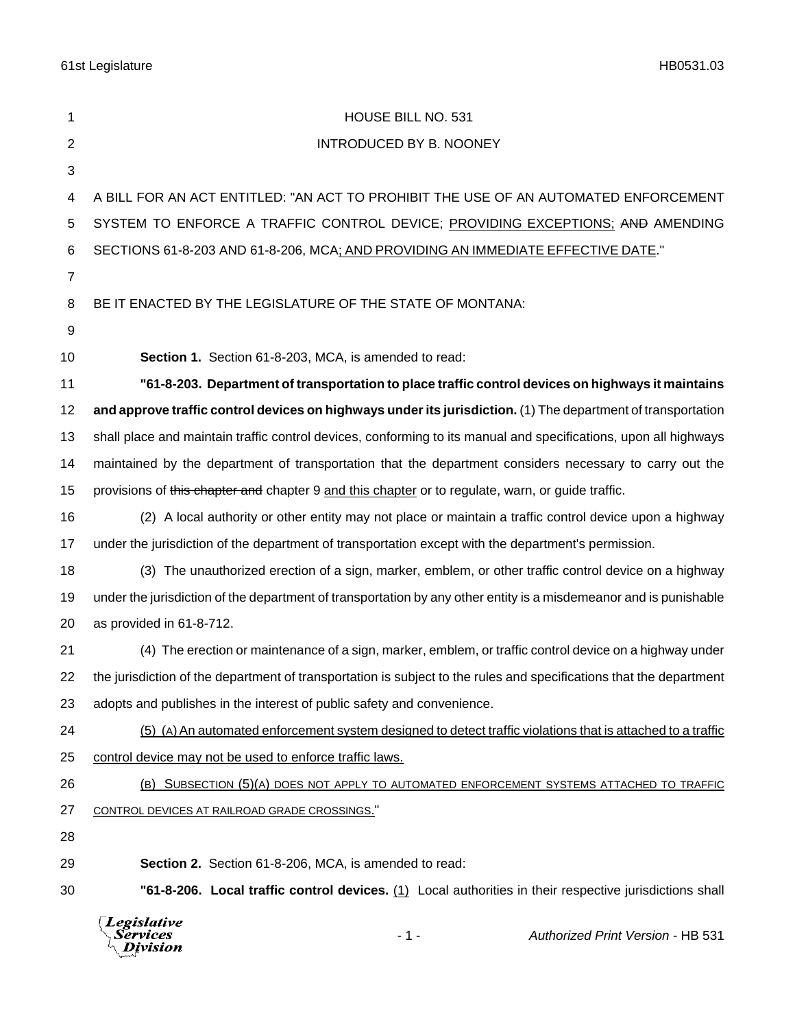HOUSE BILL NO. 531

INTRODUCED BY B. NOONEY

A BILL FOR AN ACT ENTITLED: "AN ACT TO PROHIBIT THE USE OF AN AUTOMATED ENFORCEMENT SYSTEM TO ENFORCE A TRAFFIC CONTROL DEVICE; <u>PROVIDING EXCEPTIONS;</u> ~~AND~~ AMENDING SECTIONS 61-8-203 AND 61-8-206, MCA<u>; AND PROVIDING AN IMMEDIATE EFFECTIVE DATE</u>."

BE IT ENACTED BY THE LEGISLATURE OF THE STATE OF MONTANA:

**Section 1.** Section 61-8-203, MCA, is amended to read:

**"61-8-203. Department of transportation to place traffic control devices on highways it maintains and approve traffic control devices on highways under its jurisdiction.** (1) The department of transportation shall place and maintain traffic control devices, conforming to its manual and specifications, upon all highways maintained by the department of transportation that the department considers necessary to carry out the provisions of ~~this chapter and~~ chapter 9 <u>and this chapter</u> or to regulate, warn, or guide traffic.

(2) A local authority or other entity may not place or maintain a traffic control device upon a highway under the jurisdiction of the department of transportation except with the department's permission.

(3) The unauthorized erection of a sign, marker, emblem, or other traffic control device on a highway under the jurisdiction of the department of transportation by any other entity is a misdemeanor and is punishable as provided in 61-8-712.

(4) The erection or maintenance of a sign, marker, emblem, or traffic control device on a highway under the jurisdiction of the department of transportation is subject to the rules and specifications that the department adopts and publishes in the interest of public safety and convenience.

<u>(5) (A) An automated enforcement system designed to detect traffic violations that is attached to a traffic control device may not be used to enforce traffic laws.</u>

<u>(B) SUBSECTION (5)(A) DOES NOT APPLY TO AUTOMATED ENFORCEMENT SYSTEMS ATTACHED TO TRAFFIC CONTROL DEVICES AT RAILROAD GRADE CROSSINGS</u>."

**Section 2.** Section 61-8-206, MCA, is amended to read:

**"61-8-206. Local traffic control devices.** <u>(1)</u> Local authorities in their respective jurisdictions shall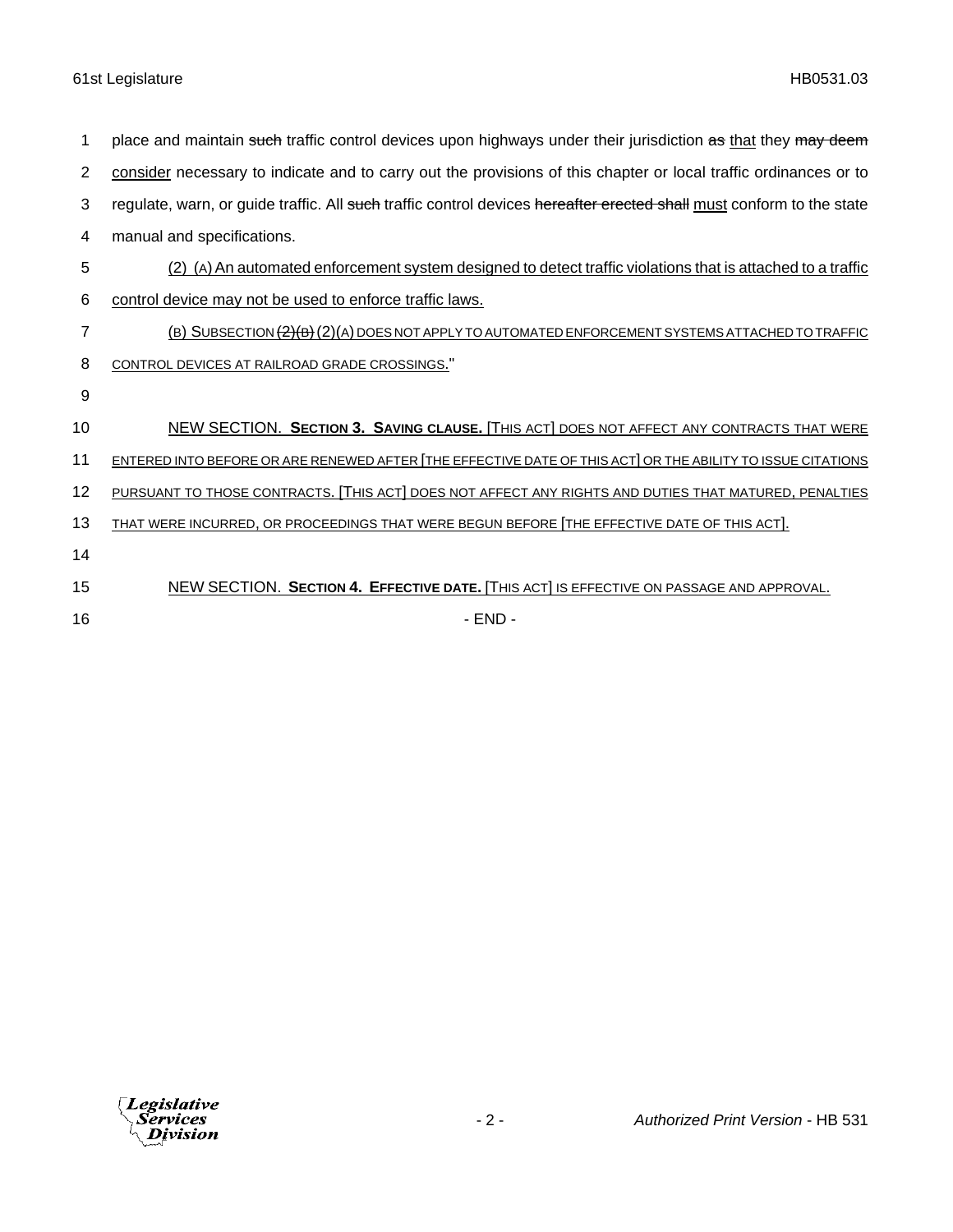place and maintain ~~such~~ traffic control devices upon highways under their jurisdiction ~~as~~ that they ~~may deem~~ consider necessary to indicate and to carry out the provisions of this chapter or local traffic ordinances or to regulate, warn, or guide traffic. All ~~such~~ traffic control devices ~~hereafter erected shall~~ must conform to the state manual and specifications.

(2) (A) An automated enforcement system designed to detect traffic violations that is attached to a traffic control device may not be used to enforce traffic laws.

(B) SUBSECTION ~~(2)(B)~~ (2)(A) DOES NOT APPLY TO AUTOMATED ENFORCEMENT SYSTEMS ATTACHED TO TRAFFIC CONTROL DEVICES AT RAILROAD GRADE CROSSINGS."

NEW SECTION. **Section 3. Saving clause.** [THIS ACT] DOES NOT AFFECT ANY CONTRACTS THAT WERE ENTERED INTO BEFORE OR ARE RENEWED AFTER [THE EFFECTIVE DATE OF THIS ACT] OR THE ABILITY TO ISSUE CITATIONS PURSUANT TO THOSE CONTRACTS. [THIS ACT] DOES NOT AFFECT ANY RIGHTS AND DUTIES THAT MATURED, PENALTIES THAT WERE INCURRED, OR PROCEEDINGS THAT WERE BEGUN BEFORE [THE EFFECTIVE DATE OF THIS ACT].

NEW SECTION. **Section 4. Effective date.** [THIS ACT] IS EFFECTIVE ON PASSAGE AND APPROVAL.

\- END -